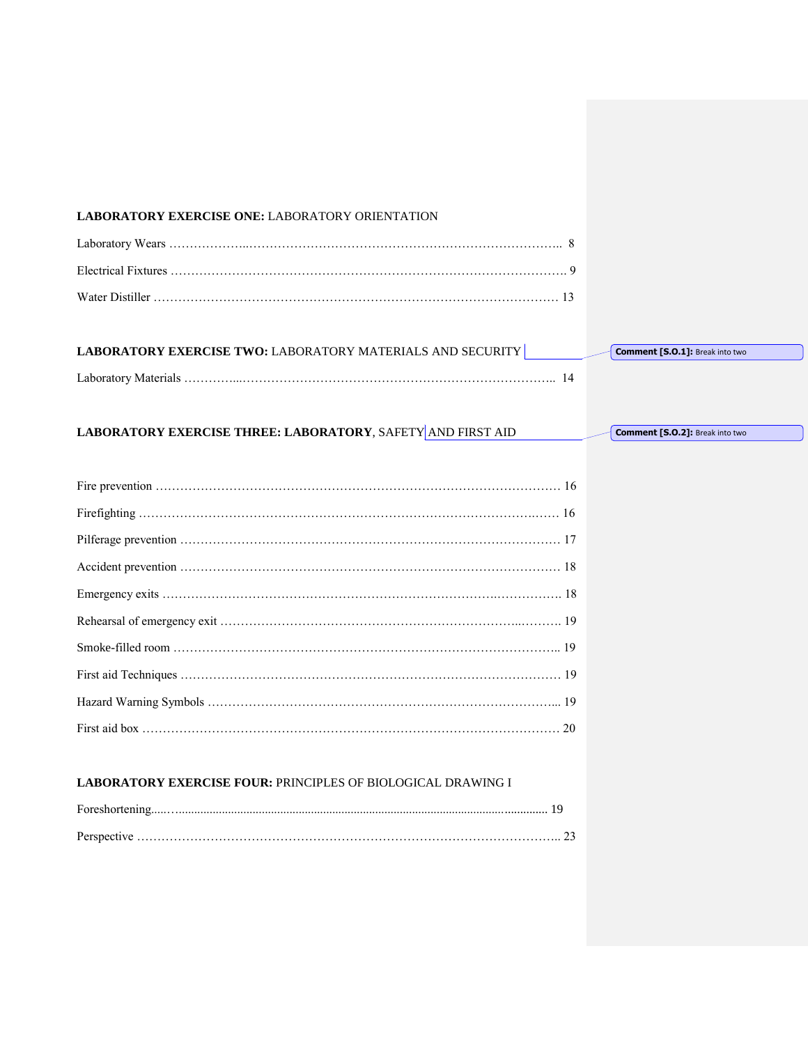**LABORATORY EXERCISE ONE:** LABORATORY ORIENTATION

Laboratory Wears ……………...………………………………………………………………….. 8

Electrical Fixtures ………………………………………………………………………………. 9

Water Distiller ………………………………………………………………………………… 13

**LABORATORY EXERCISE TWO:** LABORATORY MATERIALS AND SECURITY

Laboratory Materials …………...…………………………………………………………………….. 14

**LABORATORY EXERCISE THREE: LABORATORY**, SAFETY AND FIRST AID

Fire prevention ………………………………………………………………………………………. 16

Firefighting ………………………………………………………………………………….……. 16

Pilferage prevention ……………………………………………………………………………… 17

Accident prevention ……………………………………………………………………………… 18

Emergency exits ……………………………………………………………………..…………… 18

Rehearsal of emergency exit ……………………………………………………………..……….. 19

Smoke-filled room ……………………………………………………………………………….. 19

First aid Techniques ……………………………………………………………………………… 19

Hazard Warning Symbols ………………………………………………………………………... 19

First aid box ……………………………………………………………………………………… 20

**LABORATORY EXERCISE FOUR:** PRINCIPLES OF BIOLOGICAL DRAWING I

Foreshortening.....…............................................................................................................ 19

Perspective …………………………………………………………………………………….. 23

Comment [S.O.1]: Break into two

Comment [S.O.2]: Break into two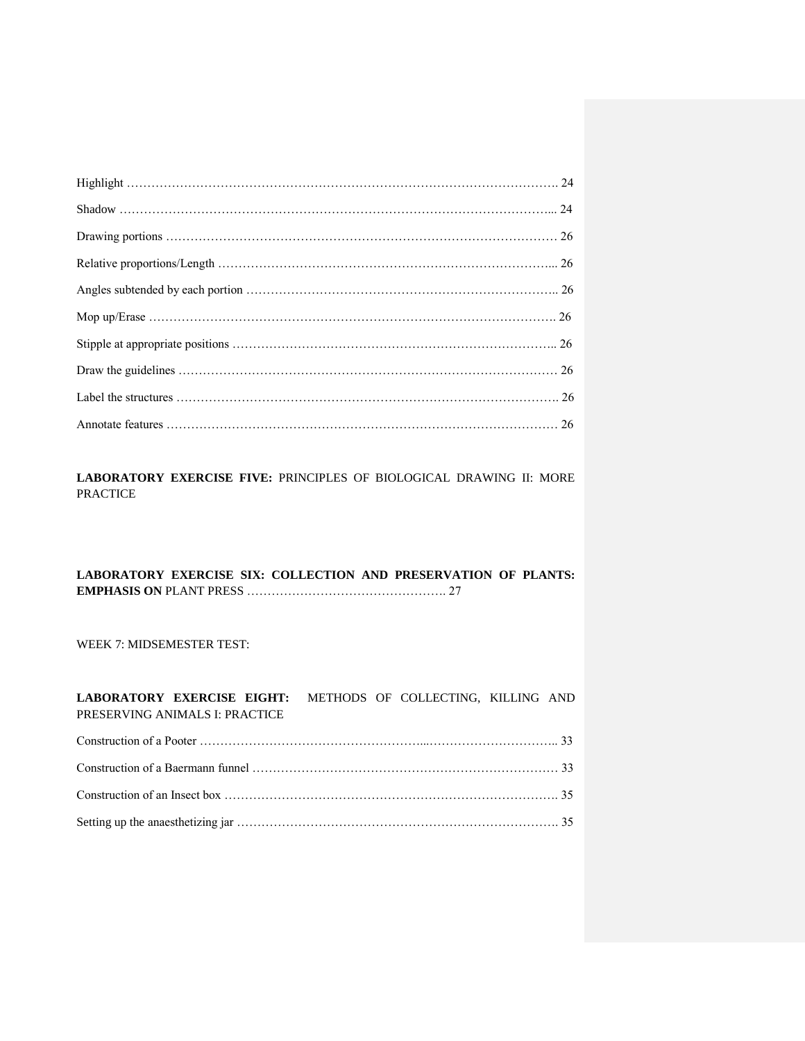Highlight ………………………………………………………………………………………………. 24

Shadow ……………………………………………………………………………………………... 24

Drawing portions …………………………………………………………………………………… 26

Relative proportions/Length ………………………………………………………………………... 26

Angles subtended by each portion ………………………………………………………………….. 26

Mop up/Erase ………………………………………………………………………………………. 26

Stipple at appropriate positions …………………………………………………………………….. 26

Draw the guidelines ………………………………………………………………………………… 26

Label the structures …………………………………………………………………………………. 26

Annotate features …………………………………………………………………………………… 26

**LABORATORY EXERCISE FIVE:** PRINCIPLES OF BIOLOGICAL DRAWING II: MORE PRACTICE

**LABORATORY EXERCISE SIX: COLLECTION AND PRESERVATION OF PLANTS: EMPHASIS ON** PLANT PRESS …………………………………………. 27

WEEK 7: MIDSEMESTER TEST:

**LABORATORY EXERCISE EIGHT:** METHODS OF COLLECTING, KILLING AND PRESERVING ANIMALS I: PRACTICE

Construction of a Pooter ………………………………………………...………………………….. 33

Construction of a Baermann funnel ………………………………………………………………… 33

Construction of an Insect box ………………………………………………………………………. 35

Setting up the anaesthetizing jar ……………………………………………………………………. 35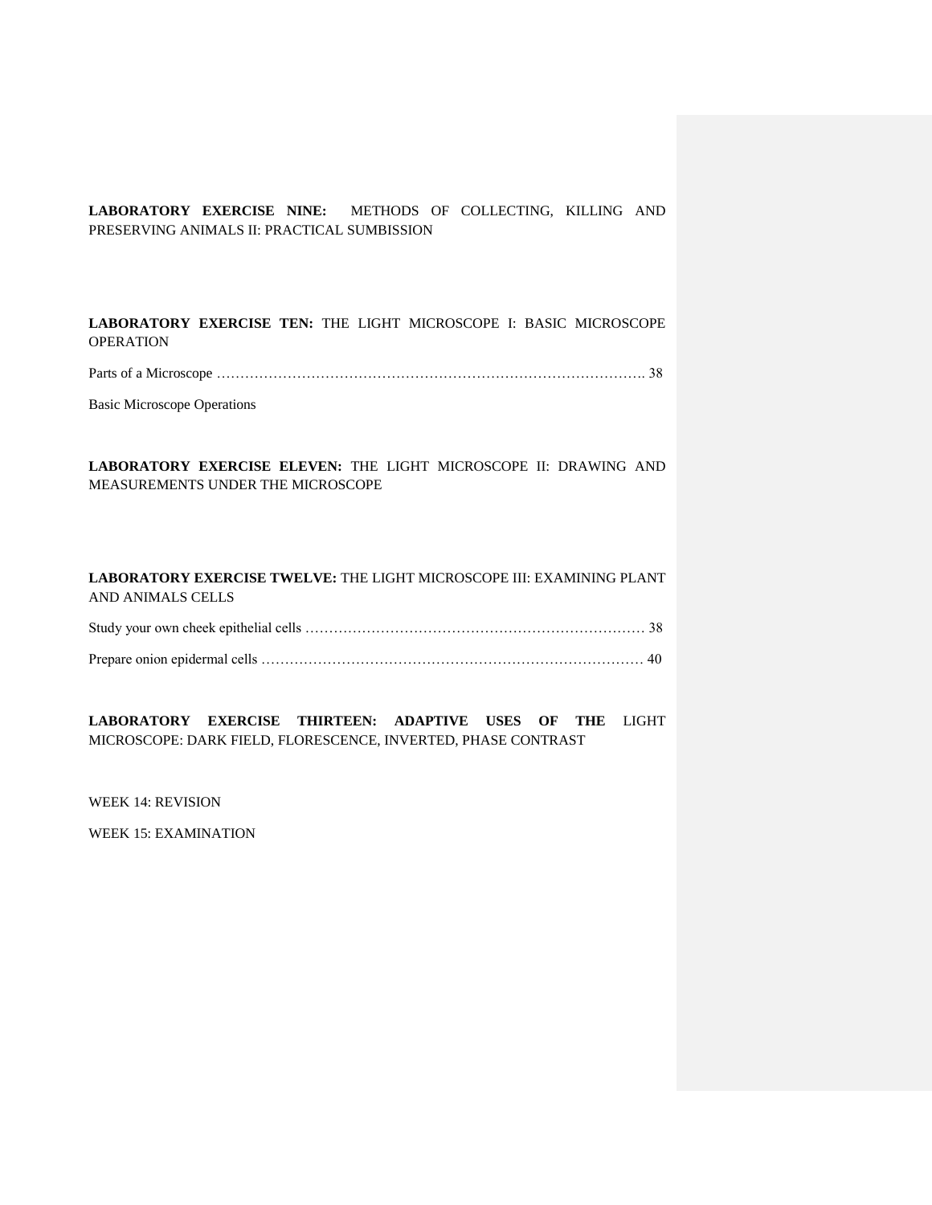**LABORATORY EXERCISE NINE:** METHODS OF COLLECTING, KILLING AND PRESERVING ANIMALS II: PRACTICAL SUMBISSION

**LABORATORY EXERCISE TEN:** THE LIGHT MICROSCOPE I: BASIC MICROSCOPE OPERATION

Parts of a Microscope ………………………………………………………………………………. 38

Basic Microscope Operations

**LABORATORY EXERCISE ELEVEN:** THE LIGHT MICROSCOPE II: DRAWING AND MEASUREMENTS UNDER THE MICROSCOPE

**LABORATORY EXERCISE TWELVE:** THE LIGHT MICROSCOPE III: EXAMINING PLANT AND ANIMALS CELLS

Study your own cheek epithelial cells ………………………………………………………………… 38

Prepare onion epidermal cells ………………………………………………………………………… 40

**LABORATORY EXERCISE THIRTEEN: ADAPTIVE USES OF THE** LIGHT MICROSCOPE: DARK FIELD, FLORESCENCE, INVERTED, PHASE CONTRAST

WEEK 14: REVISION

WEEK 15: EXAMINATION